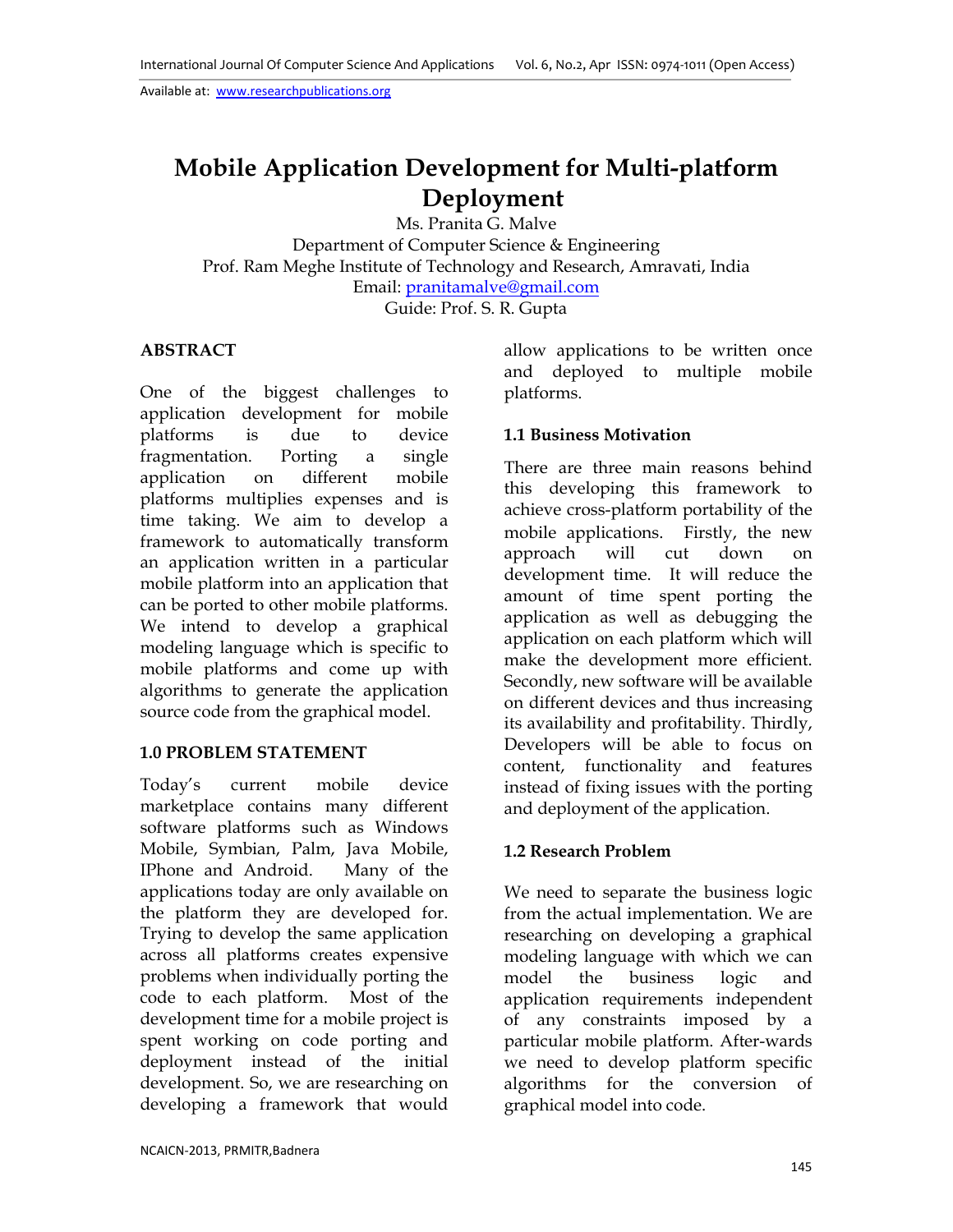# Mobile Application Development for Multi-platform Deployment

Ms. Pranita G. Malve

Department of Computer Science & Engineering

Prof. Ram Meghe Institute of Technology and Research, Amravati, India

Email: pranitamalve@gmail.com

Guide: Prof. S. R. Gupta

## ABSTRACT

One of the biggest challenges to application development for mobile platforms is due to device fragmentation. Porting a single application on different mobile platforms multiplies expenses and is time taking. We aim to develop a framework to automatically transform an application written in a particular mobile platform into an application that can be ported to other mobile platforms. We intend to develop a graphical modeling language which is specific to mobile platforms and come up with algorithms to generate the application source code from the graphical model.

## 1.0 PROBLEM STATEMENT

Today's current mobile device marketplace contains many different software platforms such as Windows Mobile, Symbian, Palm, Java Mobile, IPhone and Android. Many of the applications today are only available on the platform they are developed for. Trying to develop the same application across all platforms creates expensive problems when individually porting the code to each platform. Most of the development time for a mobile project is spent working on code porting and deployment instead of the initial development. So, we are researching on developing a framework that would allow applications to be written once and deployed to multiple mobile platforms.

### 1.1 Business Motivation

There are three main reasons behind this developing this framework to achieve cross-platform portability of the mobile applications. Firstly, the new approach will cut down on development time. It will reduce the amount of time spent porting the application as well as debugging the application on each platform which will make the development more efficient. Secondly, new software will be available on different devices and thus increasing its availability and profitability. Thirdly, Developers will be able to focus on content, functionality and features instead of fixing issues with the porting and deployment of the application.

### 1.2 Research Problem

We need to separate the business logic from the actual implementation. We are researching on developing a graphical modeling language with which we can model the business logic and application requirements independent of any constraints imposed by a particular mobile platform. After-wards we need to develop platform specific algorithms for the conversion of graphical model into code.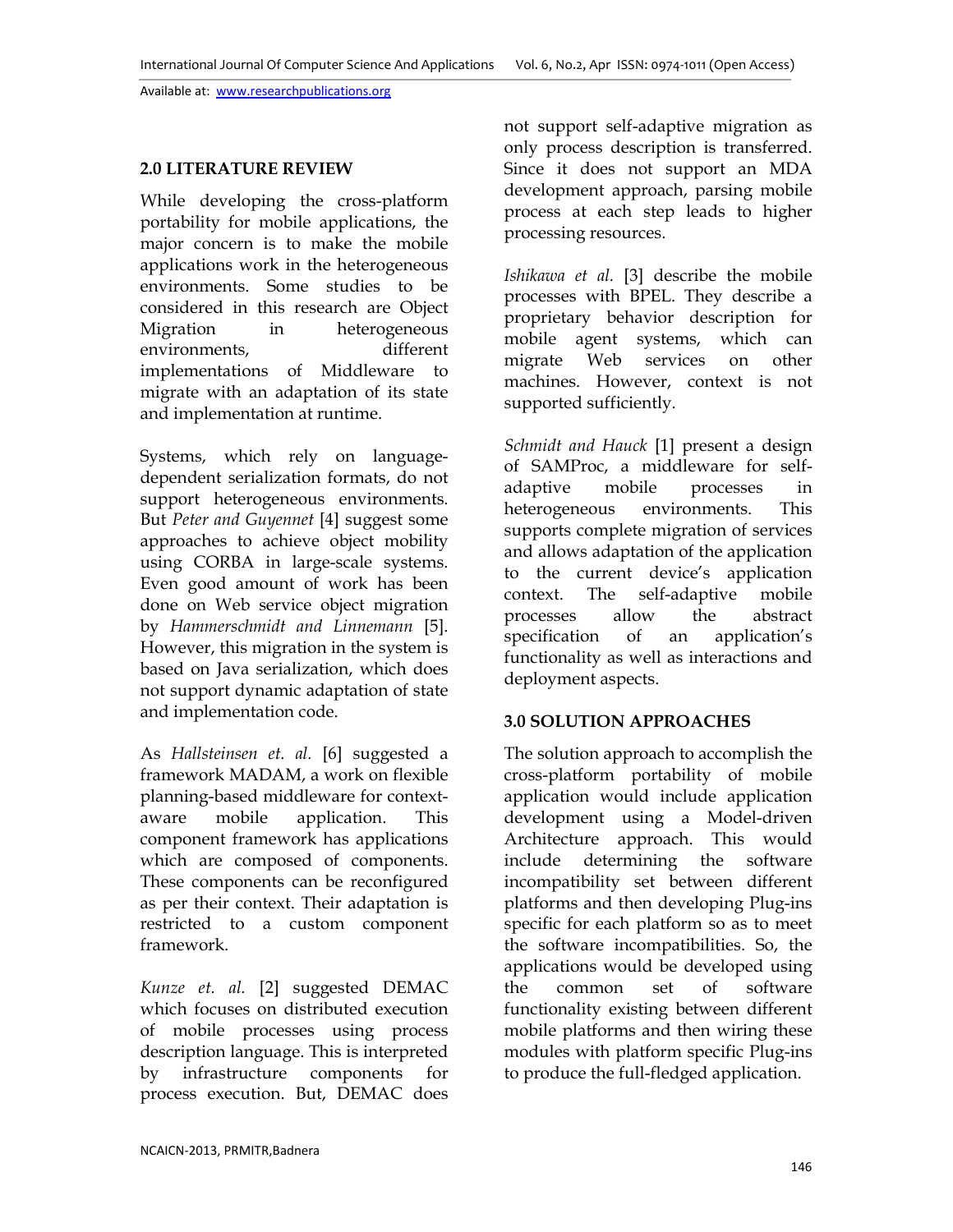## 2.0 LITERATURE REVIEW

While developing the cross-platform portability for mobile applications, the major concern is to make the mobile applications work in the heterogeneous environments. Some studies to be considered in this research are Object Migration in heterogeneous environments, different implementations of Middleware to migrate with an adaptation of its state and implementation at runtime.

Systems, which rely on language-dependent serialization formats, do not support heterogeneous environments. But *Peter and Guyennet* [4] suggest some approaches to achieve object mobility using CORBA in large-scale systems. Even good amount of work has been done on Web service object migration by *Hammerschmidt and Linnemann* [5]. However, this migration in the system is based on Java serialization, which does not support dynamic adaptation of state and implementation code.

As *Hallsteinsen et. al.* [6] suggested a framework MADAM, a work on flexible planning-based middleware for context-aware mobile application. This component framework has applications which are composed of components. These components can be reconfigured as per their context. Their adaptation is restricted to a custom component framework.

*Kunze et. al.* [2] suggested DEMAC which focuses on distributed execution of mobile processes using process description language. This is interpreted by infrastructure components for process execution. But, DEMAC does not support self-adaptive migration as only process description is transferred. Since it does not support an MDA development approach, parsing mobile process at each step leads to higher processing resources.

*Ishikawa et al.* [3] describe the mobile processes with BPEL. They describe a proprietary behavior description for mobile agent systems, which can migrate Web services on other machines. However, context is not supported sufficiently.

*Schmidt and Hauck* [1] present a design of SAMProc, a middleware for self-adaptive mobile processes in heterogeneous environments. This supports complete migration of services and allows adaptation of the application to the current device's application context. The self-adaptive mobile processes allow the abstract specification of an application's functionality as well as interactions and deployment aspects.

## 3.0 SOLUTION APPROACHES

The solution approach to accomplish the cross-platform portability of mobile application would include application development using a Model-driven Architecture approach. This would include determining the software incompatibility set between different platforms and then developing Plug-ins specific for each platform so as to meet the software incompatibilities. So, the applications would be developed using the common set of software functionality existing between different mobile platforms and then wiring these modules with platform specific Plug-ins to produce the full-fledged application.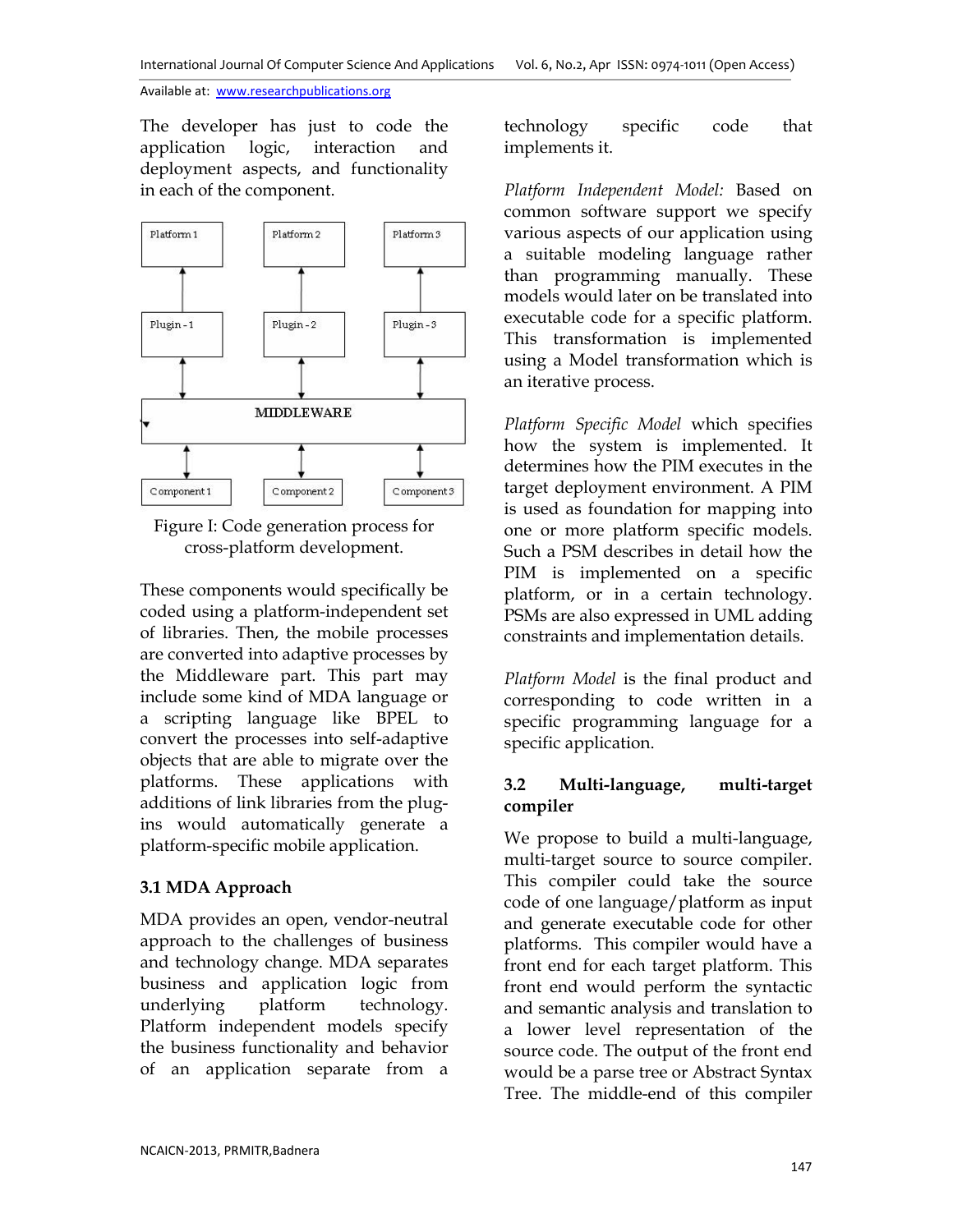The developer has just to code the application logic, interaction and deployment aspects, and functionality in each of the component.

Figure I: Code generation process for cross-platform development.

These components would specifically be coded using a platform-independent set of libraries. Then, the mobile processes are converted into adaptive processes by the Middleware part. This part may include some kind of MDA language or a scripting language like BPEL to convert the processes into self-adaptive objects that are able to migrate over the platforms. These applications with additions of link libraries from the plug-ins would automatically generate a platform-specific mobile application.

### 3.1 MDA Approach

MDA provides an open, vendor-neutral approach to the challenges of business and technology change. MDA separates business and application logic from underlying platform technology. Platform independent models specify the business functionality and behavior of an application separate from a technology specific code that implements it.

*Platform Independent Model:* Based on common software support we specify various aspects of our application using a suitable modeling language rather than programming manually. These models would later on be translated into executable code for a specific platform. This transformation is implemented using a Model transformation which is an iterative process.

*Platform Specific Model* which specifies how the system is implemented. It determines how the PIM executes in the target deployment environment. A PIM is used as foundation for mapping into one or more platform specific models. Such a PSM describes in detail how the PIM is implemented on a specific platform, or in a certain technology. PSMs are also expressed in UML adding constraints and implementation details.

*Platform Model* is the final product and corresponding to code written in a specific programming language for a specific application.

### 3.2 Multi-language, multi-target compiler

We propose to build a multi-language, multi-target source to source compiler. This compiler could take the source code of one language/platform as input and generate executable code for other platforms. This compiler would have a front end for each target platform. This front end would perform the syntactic and semantic analysis and translation to a lower level representation of the source code. The output of the front end would be a parse tree or Abstract Syntax Tree. The middle-end of this compiler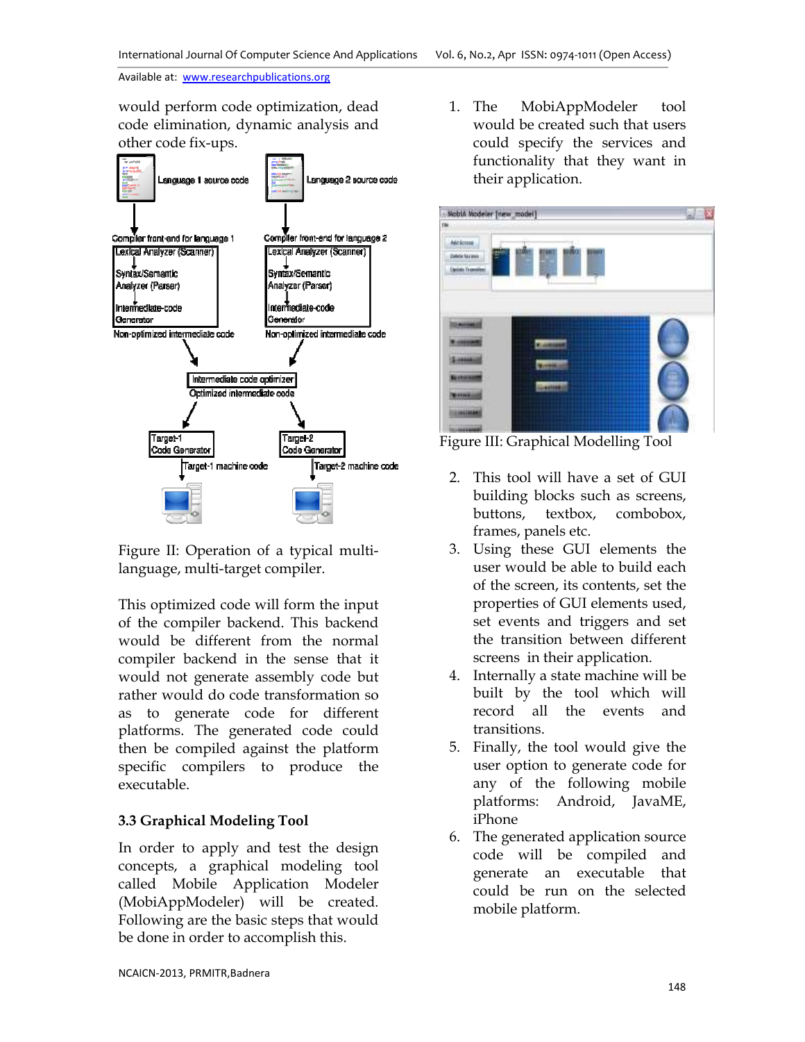would perform code optimization, dead code elimination, dynamic analysis and other code fix-ups.

Figure II: Operation of a typical multi-language, multi-target compiler.

This optimized code will form the input of the compiler backend. This backend would be different from the normal compiler backend in the sense that it would not generate assembly code but rather would do code transformation so as to generate code for different platforms. The generated code could then be compiled against the platform specific compilers to produce the executable.

### 3.3 Graphical Modeling Tool

In order to apply and test the design concepts, a graphical modeling tool called Mobile Application Modeler (MobiAppModeler) will be created. Following are the basic steps that would be done in order to accomplish this.

1. The MobiAppModeler tool would be created such that users could specify the services and functionality that they want in their application.

Figure III: Graphical Modelling Tool

2. This tool will have a set of GUI building blocks such as screens, buttons, textbox, combobox, frames, panels etc.
3. Using these GUI elements the user would be able to build each of the screen, its contents, set the properties of GUI elements used, set events and triggers and set the transition between different screens in their application.
4. Internally a state machine will be built by the tool which will record all the events and transitions.
5. Finally, the tool would give the user option to generate code for any of the following mobile platforms: Android, JavaME, iPhone
6. The generated application source code will be compiled and generate an executable that could be run on the selected mobile platform.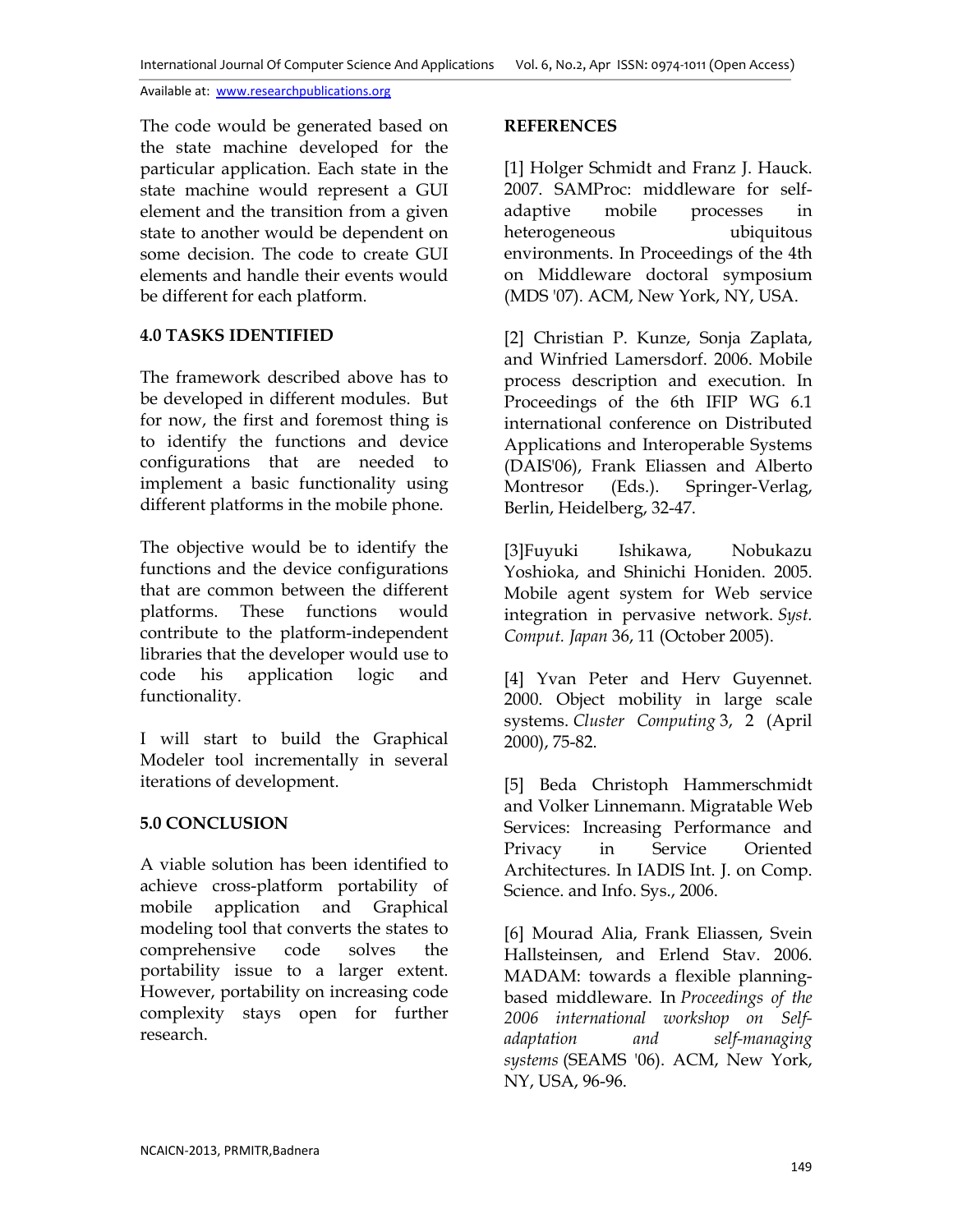The code would be generated based on the state machine developed for the particular application. Each state in the state machine would represent a GUI element and the transition from a given state to another would be dependent on some decision. The code to create GUI elements and handle their events would be different for each platform.

## 4.0 TASKS IDENTIFIED

The framework described above has to be developed in different modules. But for now, the first and foremost thing is to identify the functions and device configurations that are needed to implement a basic functionality using different platforms in the mobile phone.

The objective would be to identify the functions and the device configurations that are common between the different platforms. These functions would contribute to the platform-independent libraries that the developer would use to code his application logic and functionality.

I will start to build the Graphical Modeler tool incrementally in several iterations of development.

## 5.0 CONCLUSION

A viable solution has been identified to achieve cross-platform portability of mobile application and Graphical modeling tool that converts the states to comprehensive code solves the portability issue to a larger extent. However, portability on increasing code complexity stays open for further research.

## REFERENCES

[1] Holger Schmidt and Franz J. Hauck. 2007. SAMProc: middleware for self-adaptive mobile processes in heterogeneous ubiquitous environments. In Proceedings of the 4th on Middleware doctoral symposium (MDS '07). ACM, New York, NY, USA.

[2] Christian P. Kunze, Sonja Zaplata, and Winfried Lamersdorf. 2006. Mobile process description and execution. In Proceedings of the 6th IFIP WG 6.1 international conference on Distributed Applications and Interoperable Systems (DAIS'06), Frank Eliassen and Alberto Montresor (Eds.). Springer-Verlag, Berlin, Heidelberg, 32-47.

[3]Fuyuki Ishikawa, Nobukazu Yoshioka, and Shinichi Honiden. 2005. Mobile agent system for Web service integration in pervasive network. *Syst. Comput. Japan* 36, 11 (October 2005).

[4] Yvan Peter and Herv Guyennet. 2000. Object mobility in large scale systems. *Cluster Computing* 3, 2 (April 2000), 75-82.

[5] Beda Christoph Hammerschmidt and Volker Linnemann. Migratable Web Services: Increasing Performance and Privacy in Service Oriented Architectures. In IADIS Int. J. on Comp. Science. and Info. Sys., 2006.

[6] Mourad Alia, Frank Eliassen, Svein Hallsteinsen, and Erlend Stav. 2006. MADAM: towards a flexible planning-based middleware. In *Proceedings of the 2006 international workshop on Self-adaptation and self-managing systems* (SEAMS '06). ACM, New York, NY, USA, 96-96.